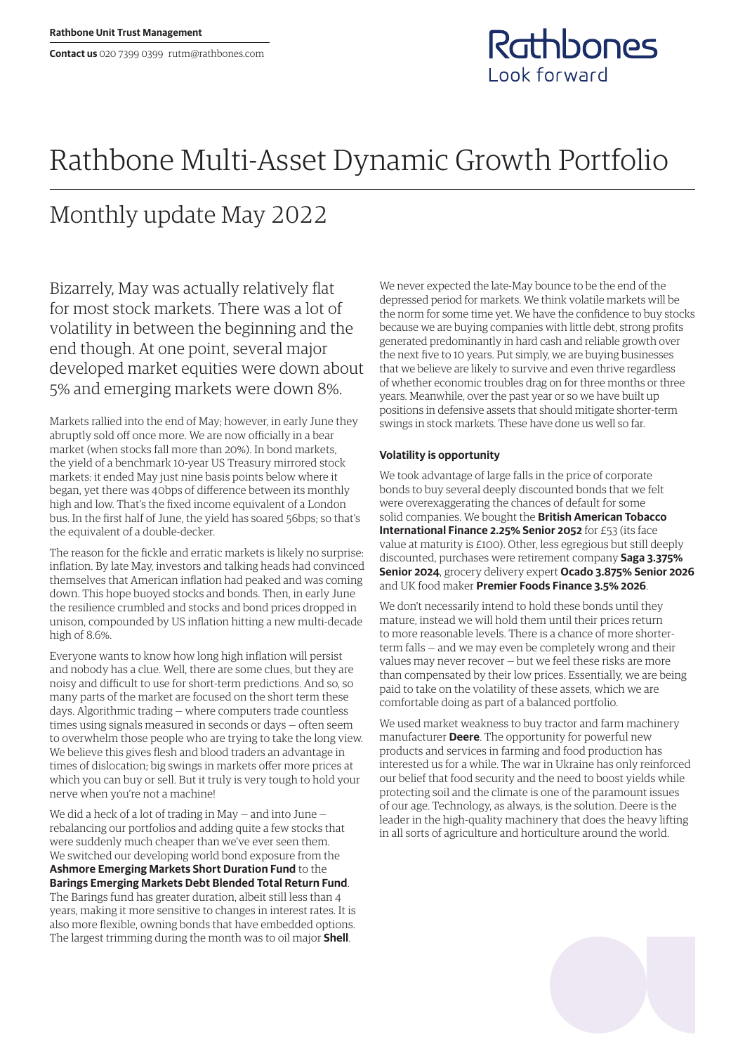Rathbone Unit Trust Management

**Contact us** 020 7399 0399 rutm@rathbones.com

Rathbones
Look forward

# Rathbone Multi-Asset Dynamic Growth Portfolio

## Monthly update May 2022

Bizarrely, May was actually relatively flat for most stock markets. There was a lot of volatility in between the beginning and the end though. At one point, several major developed market equities were down about 5% and emerging markets were down 8%.

Markets rallied into the end of May; however, in early June they abruptly sold off once more. We are now officially in a bear market (when stocks fall more than 20%). In bond markets, the yield of a benchmark 10-year US Treasury mirrored stock markets: it ended May just nine basis points below where it began, yet there was 40bps of difference between its monthly high and low. That's the fixed income equivalent of a London bus. In the first half of June, the yield has soared 56bps; so that's the equivalent of a double-decker.

The reason for the fickle and erratic markets is likely no surprise: inflation. By late May, investors and talking heads had convinced themselves that American inflation had peaked and was coming down. This hope buoyed stocks and bonds. Then, in early June the resilience crumbled and stocks and bond prices dropped in unison, compounded by US inflation hitting a new multi-decade high of 8.6%.

Everyone wants to know how long high inflation will persist and nobody has a clue. Well, there are some clues, but they are noisy and difficult to use for short-term predictions. And so, so many parts of the market are focused on the short term these days. Algorithmic trading — where computers trade countless times using signals measured in seconds or days — often seem to overwhelm those people who are trying to take the long view. We believe this gives flesh and blood traders an advantage in times of dislocation; big swings in markets offer more prices at which you can buy or sell. But it truly is very tough to hold your nerve when you're not a machine!

We did a heck of a lot of trading in May — and into June — rebalancing our portfolios and adding quite a few stocks that were suddenly much cheaper than we've ever seen them. We switched our developing world bond exposure from the **Ashmore Emerging Markets Short Duration Fund** to the **Barings Emerging Markets Debt Blended Total Return Fund**. The Barings fund has greater duration, albeit still less than 4 years, making it more sensitive to changes in interest rates. It is also more flexible, owning bonds that have embedded options. The largest trimming during the month was to oil major **Shell**.

We never expected the late-May bounce to be the end of the depressed period for markets. We think volatile markets will be the norm for some time yet. We have the confidence to buy stocks because we are buying companies with little debt, strong profits generated predominantly in hard cash and reliable growth over the next five to 10 years. Put simply, we are buying businesses that we believe are likely to survive and even thrive regardless of whether economic troubles drag on for three months or three years. Meanwhile, over the past year or so we have built up positions in defensive assets that should mitigate shorter-term swings in stock markets. These have done us well so far.

### Volatility is opportunity

We took advantage of large falls in the price of corporate bonds to buy several deeply discounted bonds that we felt were overexaggerating the chances of default for some solid companies. We bought the **British American Tobacco International Finance 2.25% Senior 2052** for £53 (its face value at maturity is £100). Other, less egregious but still deeply discounted, purchases were retirement company **Saga 3.375% Senior 2024**, grocery delivery expert **Ocado 3.875% Senior 2026** and UK food maker **Premier Foods Finance 3.5% 2026**.

We don't necessarily intend to hold these bonds until they mature, instead we will hold them until their prices return to more reasonable levels. There is a chance of more shorter-term falls — and we may even be completely wrong and their values may never recover — but we feel these risks are more than compensated by their low prices. Essentially, we are being paid to take on the volatility of these assets, which we are comfortable doing as part of a balanced portfolio.

We used market weakness to buy tractor and farm machinery manufacturer **Deere**. The opportunity for powerful new products and services in farming and food production has interested us for a while. The war in Ukraine has only reinforced our belief that food security and the need to boost yields while protecting soil and the climate is one of the paramount issues of our age. Technology, as always, is the solution. Deere is the leader in the high-quality machinery that does the heavy lifting in all sorts of agriculture and horticulture around the world.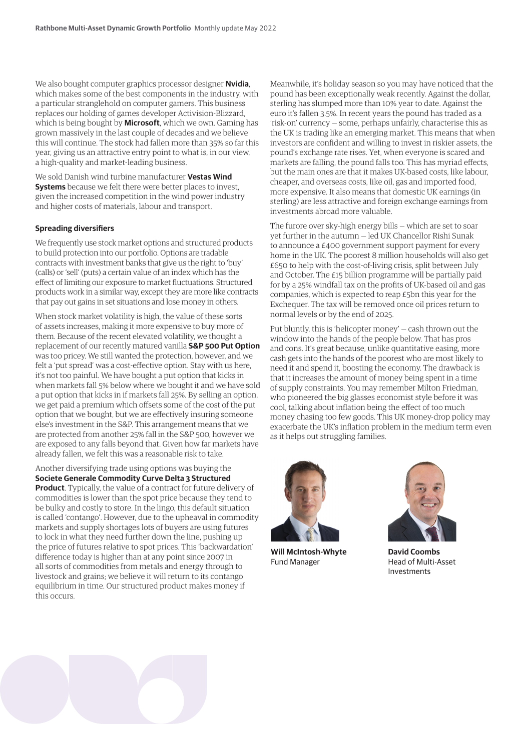We also bought computer graphics processor designer **Nvidia**, which makes some of the best components in the industry, with a particular stranglehold on computer gamers. This business replaces our holding of games developer Activision-Blizzard, which is being bought by **Microsoft**, which we own. Gaming has grown massively in the last couple of decades and we believe this will continue. The stock had fallen more than 35% so far this year, giving us an attractive entry point to what is, in our view, a high-quality and market-leading business.

We sold Danish wind turbine manufacturer **Vestas Wind Systems** because we felt there were better places to invest, given the increased competition in the wind power industry and higher costs of materials, labour and transport.

**Spreading diversifiers**

We frequently use stock market options and structured products to build protection into our portfolio. Options are tradable contracts with investment banks that give us the right to 'buy' (calls) or 'sell' (puts) a certain value of an index which has the effect of limiting our exposure to market fluctuations. Structured products work in a similar way, except they are more like contracts that pay out gains in set situations and lose money in others.

When stock market volatility is high, the value of these sorts of assets increases, making it more expensive to buy more of them. Because of the recent elevated volatility, we thought a replacement of our recently matured vanilla **S&P 500 Put Option** was too pricey. We still wanted the protection, however, and we felt a 'put spread' was a cost-effective option. Stay with us here, it's not too painful. We have bought a put option that kicks in when markets fall 5% below where we bought it and we have sold a put option that kicks in if markets fall 25%. By selling an option, we get paid a premium which offsets some of the cost of the put option that we bought, but we are effectively insuring someone else's investment in the S&P. This arrangement means that we are protected from another 25% fall in the S&P 500, however we are exposed to any falls beyond that. Given how far markets have already fallen, we felt this was a reasonable risk to take.

Another diversifying trade using options was buying the **Societe Generale Commodity Curve Delta 3 Structured Product**. Typically, the value of a contract for future delivery of commodities is lower than the spot price because they tend to be bulky and costly to store. In the lingo, this default situation is called 'contango'. However, due to the upheaval in commodity markets and supply shortages lots of buyers are using futures to lock in what they need further down the line, pushing up the price of futures relative to spot prices. This 'backwardation' difference today is higher than at any point since 2007 in all sorts of commodities from metals and energy through to livestock and grains; we believe it will return to its contango equilibrium in time. Our structured product makes money if this occurs.

Meanwhile, it's holiday season so you may have noticed that the pound has been exceptionally weak recently. Against the dollar, sterling has slumped more than 10% year to date. Against the euro it's fallen 3.5%. In recent years the pound has traded as a 'risk-on' currency — some, perhaps unfairly, characterise this as the UK is trading like an emerging market. This means that when investors are confident and willing to invest in riskier assets, the pound's exchange rate rises. Yet, when everyone is scared and markets are falling, the pound falls too. This has myriad effects, but the main ones are that it makes UK-based costs, like labour, cheaper, and overseas costs, like oil, gas and imported food, more expensive. It also means that domestic UK earnings (in sterling) are less attractive and foreign exchange earnings from investments abroad more valuable.

The furore over sky-high energy bills — which are set to soar yet further in the autumn — led UK Chancellor Rishi Sunak to announce a £400 government support payment for every home in the UK. The poorest 8 million households will also get £650 to help with the cost-of-living crisis, split between July and October. The £15 billion programme will be partially paid for by a 25% windfall tax on the profits of UK-based oil and gas companies, which is expected to reap £5bn this year for the Exchequer. The tax will be removed once oil prices return to normal levels or by the end of 2025.

Put bluntly, this is 'helicopter money' — cash thrown out the window into the hands of the people below. That has pros and cons. It's great because, unlike quantitative easing, more cash gets into the hands of the poorest who are most likely to need it and spend it, boosting the economy. The drawback is that it increases the amount of money being spent in a time of supply constraints. You may remember Milton Friedman, who pioneered the big glasses economist style before it was cool, talking about inflation being the effect of too much money chasing too few goods. This UK money-drop policy may exacerbate the UK's inflation problem in the medium term even as it helps out struggling families.

**Will McIntosh-Whyte**
Fund Manager

**David Coombs**
Head of Multi-Asset Investments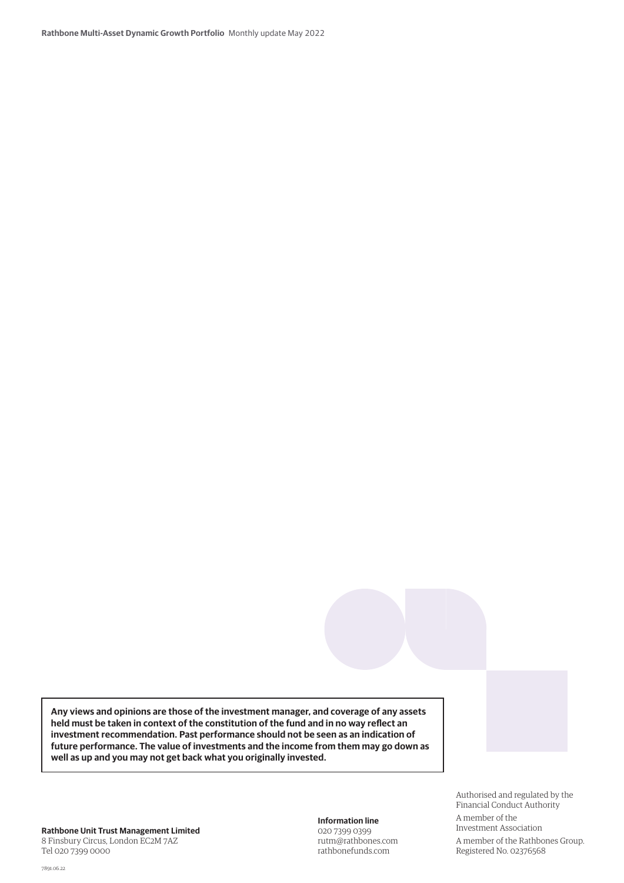**Any views and opinions are those of the investment manager, and coverage of any assets held must be taken in context of the constitution of the fund and in no way reflect an investment recommendation. Past performance should not be seen as an indication of future performance. The value of investments and the income from them may go down as well as up and you may not get back what you originally invested.**

**Rathbone Unit Trust Management Limited**
8 Finsbury Circus, London EC2M 7AZ
Tel 020 7399 0000

**Information line**
020 7399 0399
rutm@rathbones.com
rathbonefunds.com

Authorised and regulated by the Financial Conduct Authority

A member of the Investment Association

A member of the Rathbones Group. Registered No. 02376568

7891.06.22